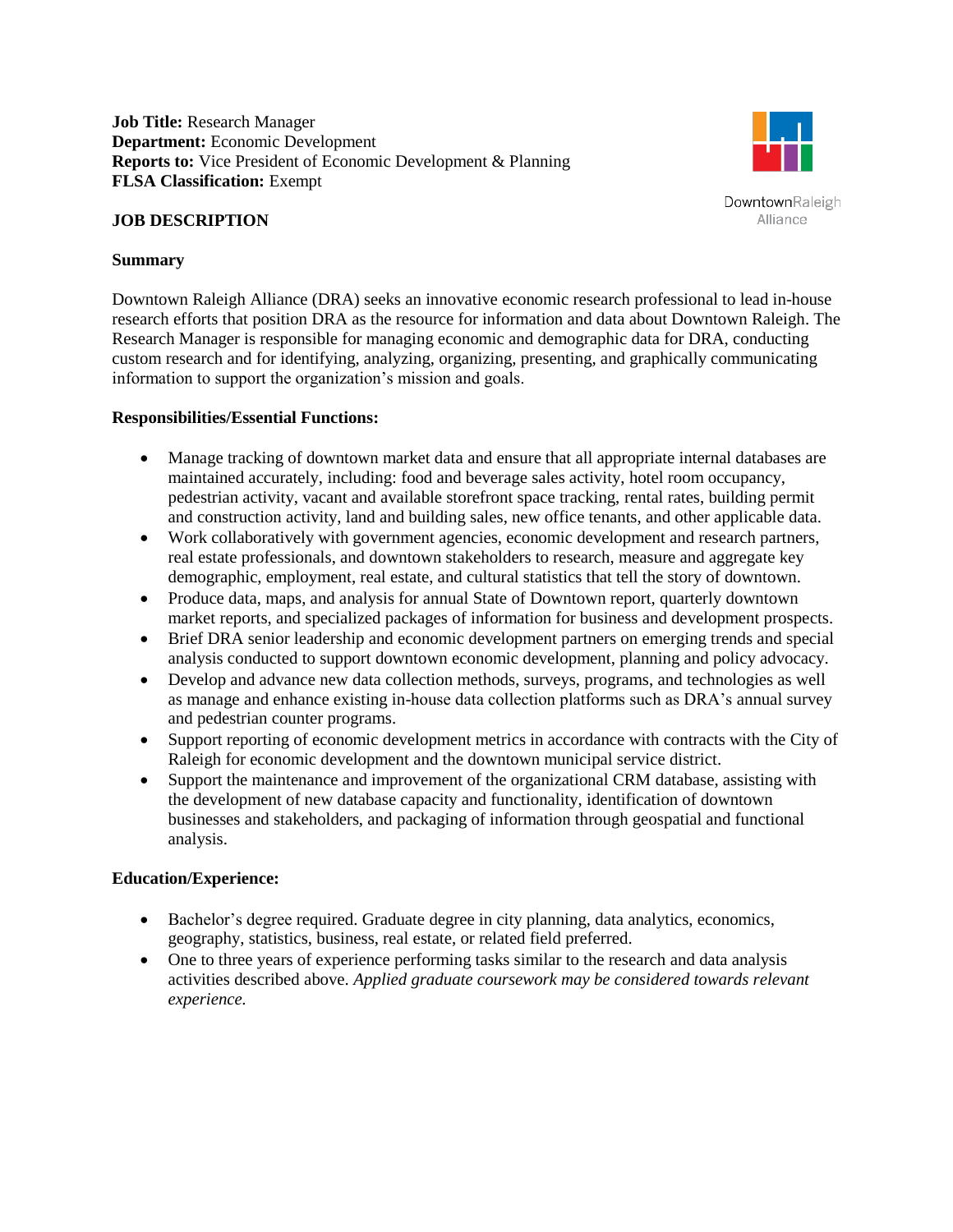**Job Title:** Research Manager
**Department:** Economic Development
**Reports to:** Vice President of Economic Development & Planning
**FLSA Classification:** Exempt

DowntownRaleigh Alliance

## JOB DESCRIPTION

### Summary

Downtown Raleigh Alliance (DRA) seeks an innovative economic research professional to lead in-house research efforts that position DRA as the resource for information and data about Downtown Raleigh. The Research Manager is responsible for managing economic and demographic data for DRA, conducting custom research and for identifying, analyzing, organizing, presenting, and graphically communicating information to support the organization's mission and goals.

### Responsibilities/Essential Functions:

- Manage tracking of downtown market data and ensure that all appropriate internal databases are maintained accurately, including: food and beverage sales activity, hotel room occupancy, pedestrian activity, vacant and available storefront space tracking, rental rates, building permit and construction activity, land and building sales, new office tenants, and other applicable data.
- Work collaboratively with government agencies, economic development and research partners, real estate professionals, and downtown stakeholders to research, measure and aggregate key demographic, employment, real estate, and cultural statistics that tell the story of downtown.
- Produce data, maps, and analysis for annual State of Downtown report, quarterly downtown market reports, and specialized packages of information for business and development prospects.
- Brief DRA senior leadership and economic development partners on emerging trends and special analysis conducted to support downtown economic development, planning and policy advocacy.
- Develop and advance new data collection methods, surveys, programs, and technologies as well as manage and enhance existing in-house data collection platforms such as DRA's annual survey and pedestrian counter programs.
- Support reporting of economic development metrics in accordance with contracts with the City of Raleigh for economic development and the downtown municipal service district.
- Support the maintenance and improvement of the organizational CRM database, assisting with the development of new database capacity and functionality, identification of downtown businesses and stakeholders, and packaging of information through geospatial and functional analysis.

### Education/Experience:

- Bachelor's degree required. Graduate degree in city planning, data analytics, economics, geography, statistics, business, real estate, or related field preferred.
- One to three years of experience performing tasks similar to the research and data analysis activities described above. *Applied graduate coursework may be considered towards relevant experience.*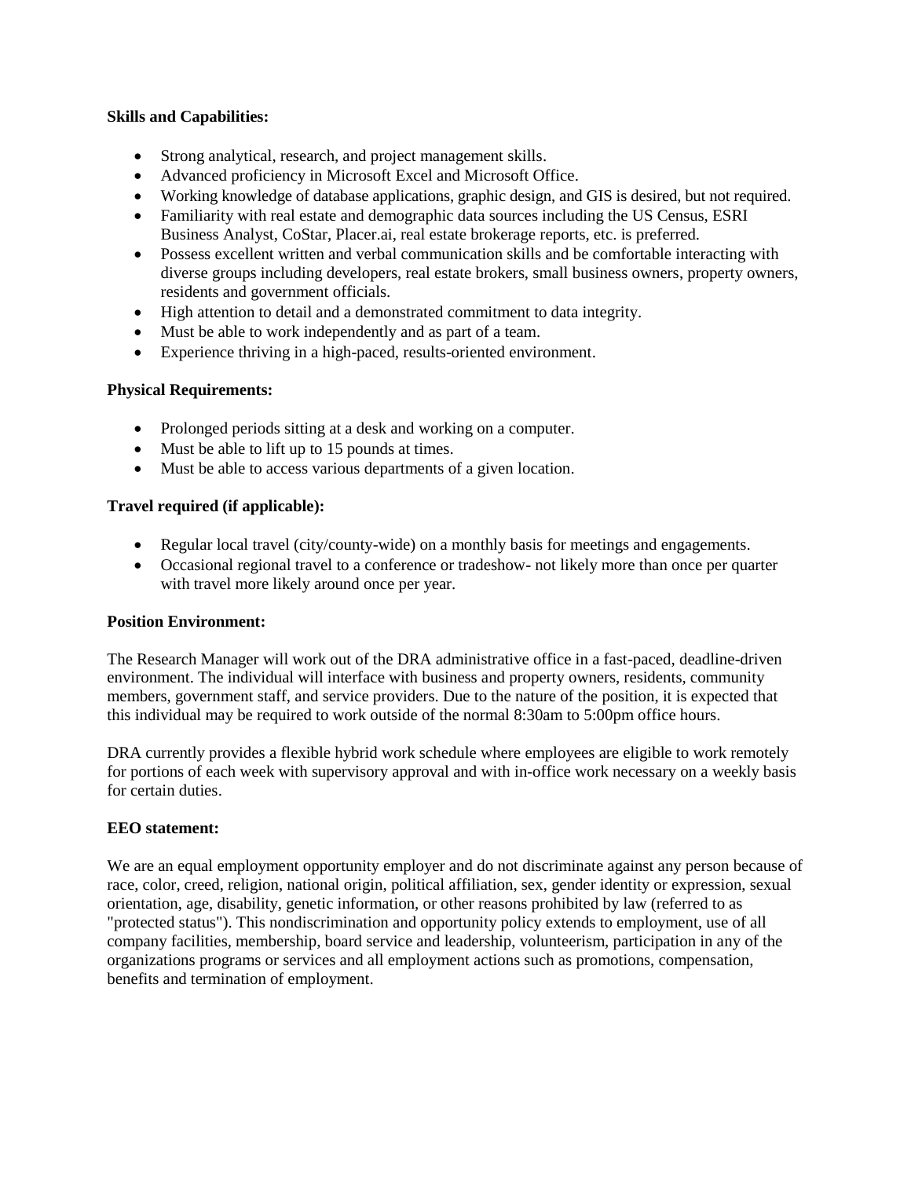**Skills and Capabilities:**

- Strong analytical, research, and project management skills.
- Advanced proficiency in Microsoft Excel and Microsoft Office.
- Working knowledge of database applications, graphic design, and GIS is desired, but not required.
- Familiarity with real estate and demographic data sources including the US Census, ESRI Business Analyst, CoStar, Placer.ai, real estate brokerage reports, etc. is preferred.
- Possess excellent written and verbal communication skills and be comfortable interacting with diverse groups including developers, real estate brokers, small business owners, property owners, residents and government officials.
- High attention to detail and a demonstrated commitment to data integrity.
- Must be able to work independently and as part of a team.
- Experience thriving in a high-paced, results-oriented environment.

**Physical Requirements:**

- Prolonged periods sitting at a desk and working on a computer.
- Must be able to lift up to 15 pounds at times.
- Must be able to access various departments of a given location.

**Travel required (if applicable):**

- Regular local travel (city/county-wide) on a monthly basis for meetings and engagements.
- Occasional regional travel to a conference or tradeshow- not likely more than once per quarter with travel more likely around once per year.

**Position Environment:**

The Research Manager will work out of the DRA administrative office in a fast-paced, deadline-driven environment. The individual will interface with business and property owners, residents, community members, government staff, and service providers. Due to the nature of the position, it is expected that this individual may be required to work outside of the normal 8:30am to 5:00pm office hours.

DRA currently provides a flexible hybrid work schedule where employees are eligible to work remotely for portions of each week with supervisory approval and with in-office work necessary on a weekly basis for certain duties.

**EEO statement:**

We are an equal employment opportunity employer and do not discriminate against any person because of race, color, creed, religion, national origin, political affiliation, sex, gender identity or expression, sexual orientation, age, disability, genetic information, or other reasons prohibited by law (referred to as "protected status"). This nondiscrimination and opportunity policy extends to employment, use of all company facilities, membership, board service and leadership, volunteerism, participation in any of the organizations programs or services and all employment actions such as promotions, compensation, benefits and termination of employment.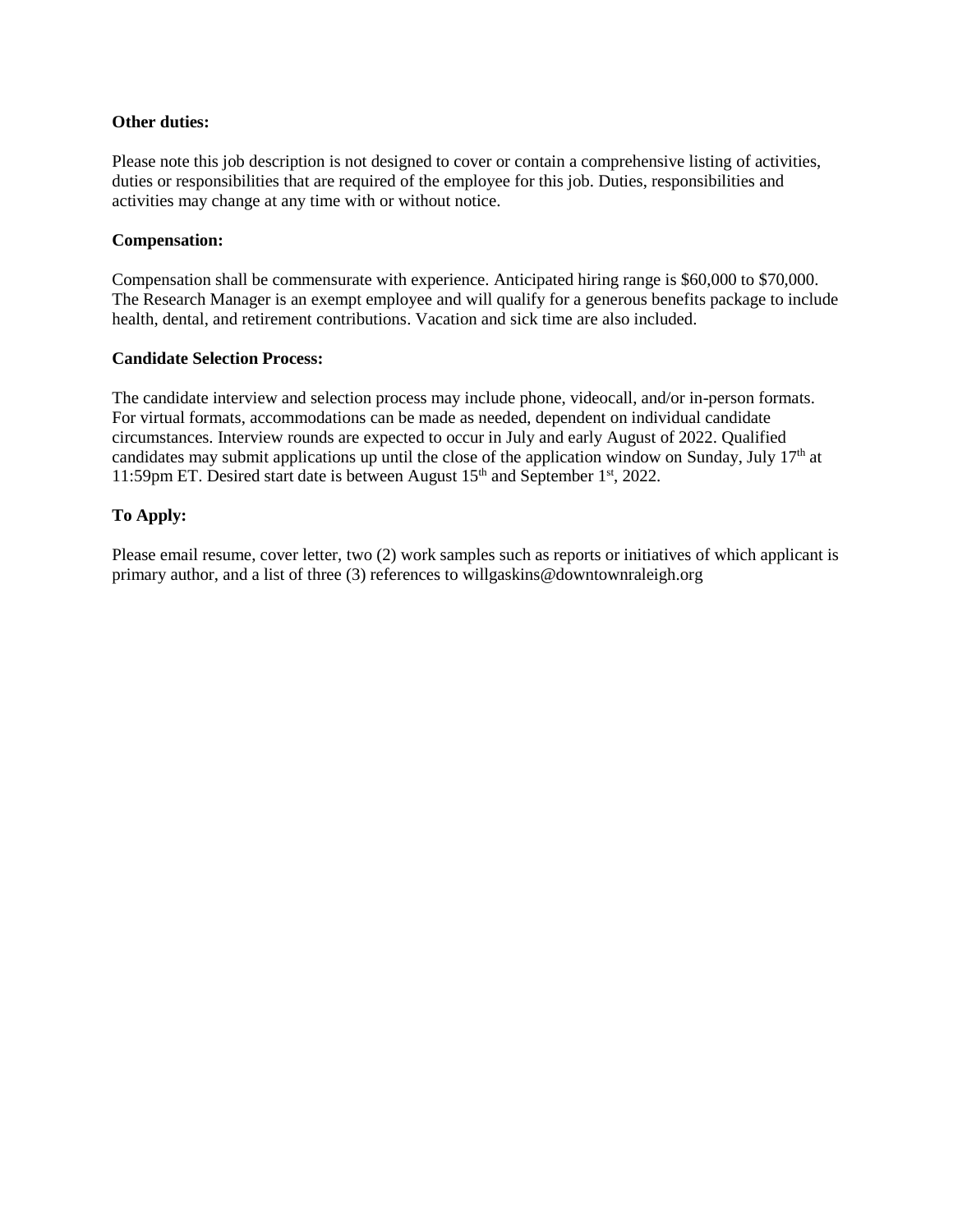**Other duties:**

Please note this job description is not designed to cover or contain a comprehensive listing of activities, duties or responsibilities that are required of the employee for this job. Duties, responsibilities and activities may change at any time with or without notice.

**Compensation:**

Compensation shall be commensurate with experience. Anticipated hiring range is $60,000 to $70,000. The Research Manager is an exempt employee and will qualify for a generous benefits package to include health, dental, and retirement contributions. Vacation and sick time are also included.

**Candidate Selection Process:**

The candidate interview and selection process may include phone, videocall, and/or in-person formats. For virtual formats, accommodations can be made as needed, dependent on individual candidate circumstances. Interview rounds are expected to occur in July and early August of 2022. Qualified candidates may submit applications up until the close of the application window on Sunday, July 17th at 11:59pm ET. Desired start date is between August 15th and September 1st, 2022.

**To Apply:**

Please email resume, cover letter, two (2) work samples such as reports or initiatives of which applicant is primary author, and a list of three (3) references to willgaskins@downtownraleigh.org